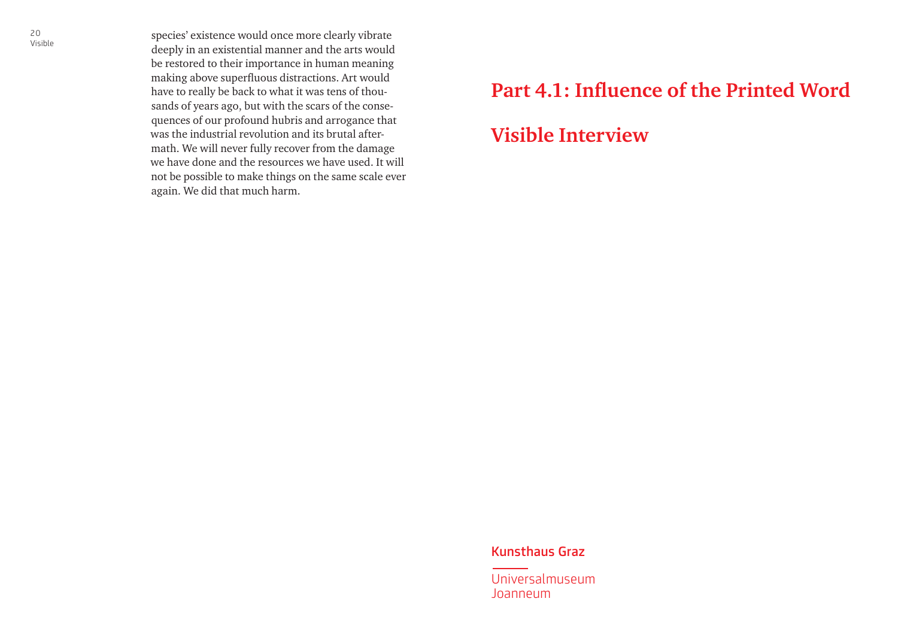species' existence would once more clearly vibrate deeply in an existential manner and the arts would be restored to their importance in human meaning making above superfluous distractions. Art would have to really be back to what it was tens of thousands of years ago, but with the scars of the consequences of our profound hubris and arrogance that was the industrial revolution and its brutal aftermath. We will never fully recover from the damage we have done and the resources we have used. It will not be possible to make things on the same scale ever again. We did that much harm.

# Part 4.1: Influence of the Printed Word

# Visible Interview

Kunsthaus Graz

Universalmuseum
Joanneum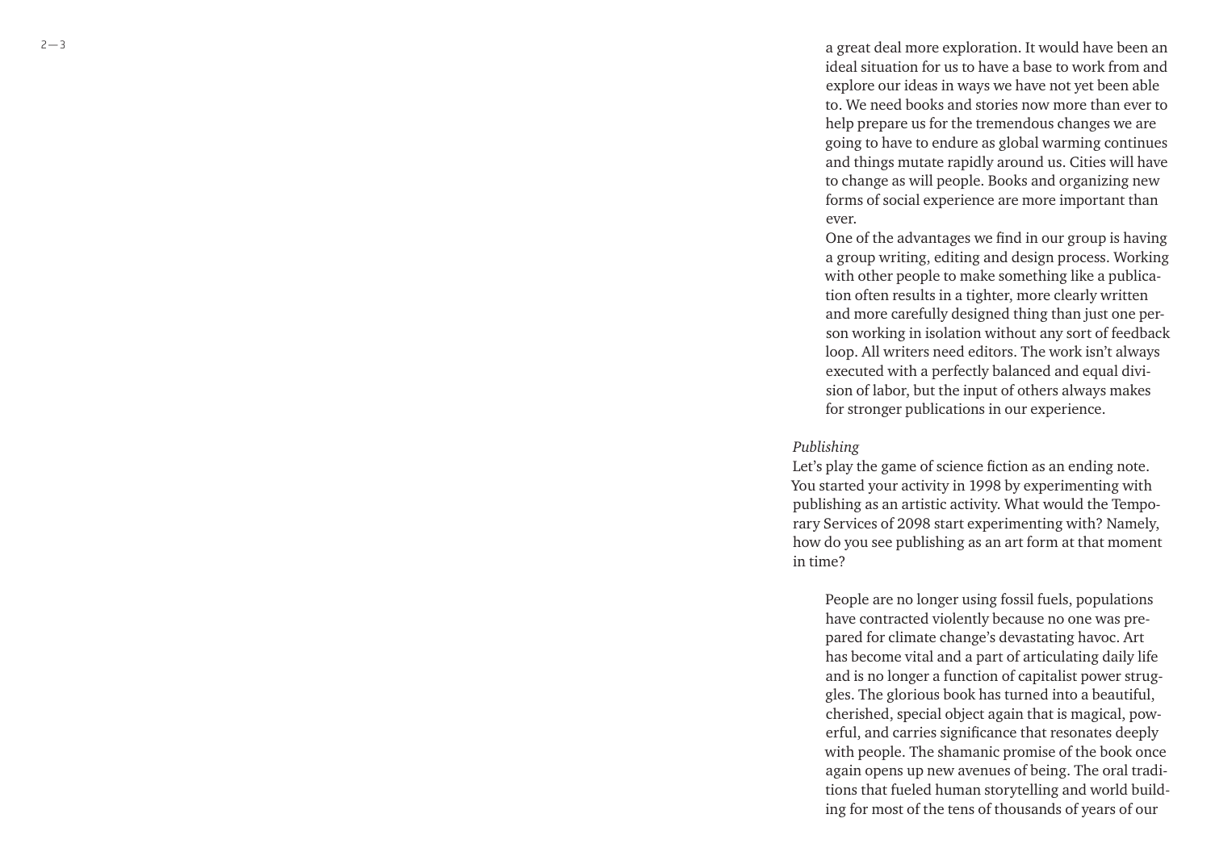a great deal more exploration. It would have been an ideal situation for us to have a base to work from and explore our ideas in ways we have not yet been able to. We need books and stories now more than ever to help prepare us for the tremendous changes we are going to have to endure as global warming continues and things mutate rapidly around us. Cities will have to change as will people. Books and organizing new forms of social experience are more important than ever.

One of the advantages we find in our group is having a group writing, editing and design process. Working with other people to make something like a publication often results in a tighter, more clearly written and more carefully designed thing than just one person working in isolation without any sort of feedback loop. All writers need editors. The work isn't always executed with a perfectly balanced and equal division of labor, but the input of others always makes for stronger publications in our experience.

*Publishing*

Let's play the game of science fiction as an ending note. You started your activity in 1998 by experimenting with publishing as an artistic activity. What would the Temporary Services of 2098 start experimenting with? Namely, how do you see publishing as an art form at that moment in time?

People are no longer using fossil fuels, populations have contracted violently because no one was prepared for climate change's devastating havoc. Art has become vital and a part of articulating daily life and is no longer a function of capitalist power struggles. The glorious book has turned into a beautiful, cherished, special object again that is magical, powerful, and carries significance that resonates deeply with people. The shamanic promise of the book once again opens up new avenues of being. The oral traditions that fueled human storytelling and world building for most of the tens of thousands of years of our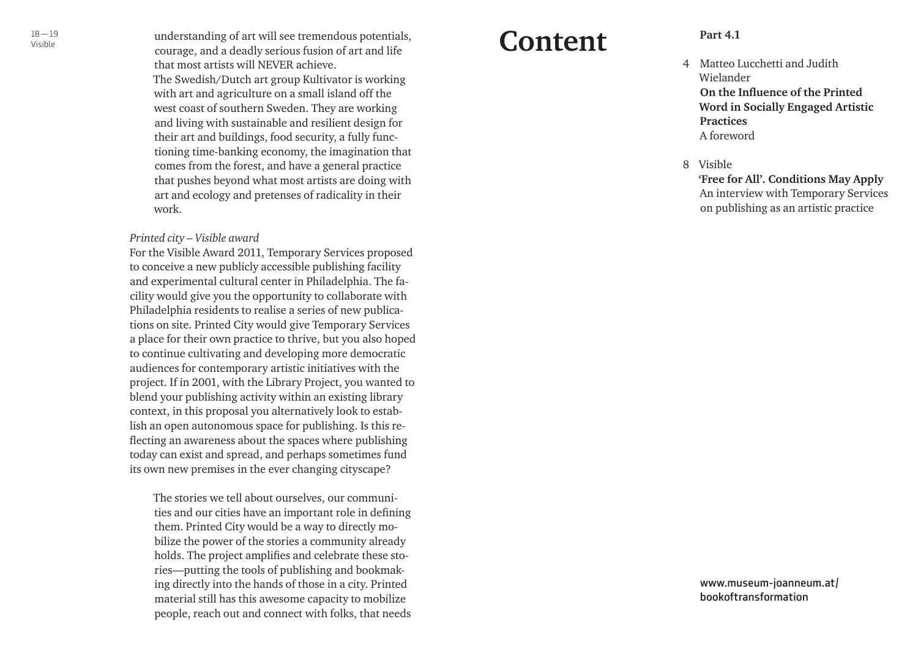understanding of art will see tremendous potentials, courage, and a deadly serious fusion of art and life that most artists will NEVER achieve.
The Swedish/Dutch art group Kultivator is working with art and agriculture on a small island off the west coast of southern Sweden. They are working and living with sustainable and resilient design for their art and buildings, food security, a fully functioning time-banking economy, the imagination that comes from the forest, and have a general practice that pushes beyond what most artists are doing with art and ecology and pretenses of radicality in their work.

*Printed city – Visible award*
For the Visible Award 2011, Temporary Services proposed to conceive a new publicly accessible publishing facility and experimental cultural center in Philadelphia. The facility would give you the opportunity to collaborate with Philadelphia residents to realise a series of new publications on site. Printed City would give Temporary Services a place for their own practice to thrive, but you also hoped to continue cultivating and developing more democratic audiences for contemporary artistic initiatives with the project. If in 2001, with the Library Project, you wanted to blend your publishing activity within an existing library context, in this proposal you alternatively look to establish an open autonomous space for publishing. Is this reflecting an awareness about the spaces where publishing today can exist and spread, and perhaps sometimes fund its own new premises in the ever changing cityscape?

The stories we tell about ourselves, our communities and our cities have an important role in defining them. Printed City would be a way to directly mobilize the power of the stories a community already holds. The project amplifies and celebrate these stories—putting the tools of publishing and bookmaking directly into the hands of those in a city. Printed material still has this awesome capacity to mobilize people, reach out and connect with folks, that needs

# Content

**Part 4.1**

4 Matteo Lucchetti and Judith Wielander
**On the Influence of the Printed Word in Socially Engaged Artistic Practices**
A foreword

8 Visible
**'Free for All'. Conditions May Apply**
An interview with Temporary Services on publishing as an artistic practice

www.museum-joanneum.at/bookoftransformation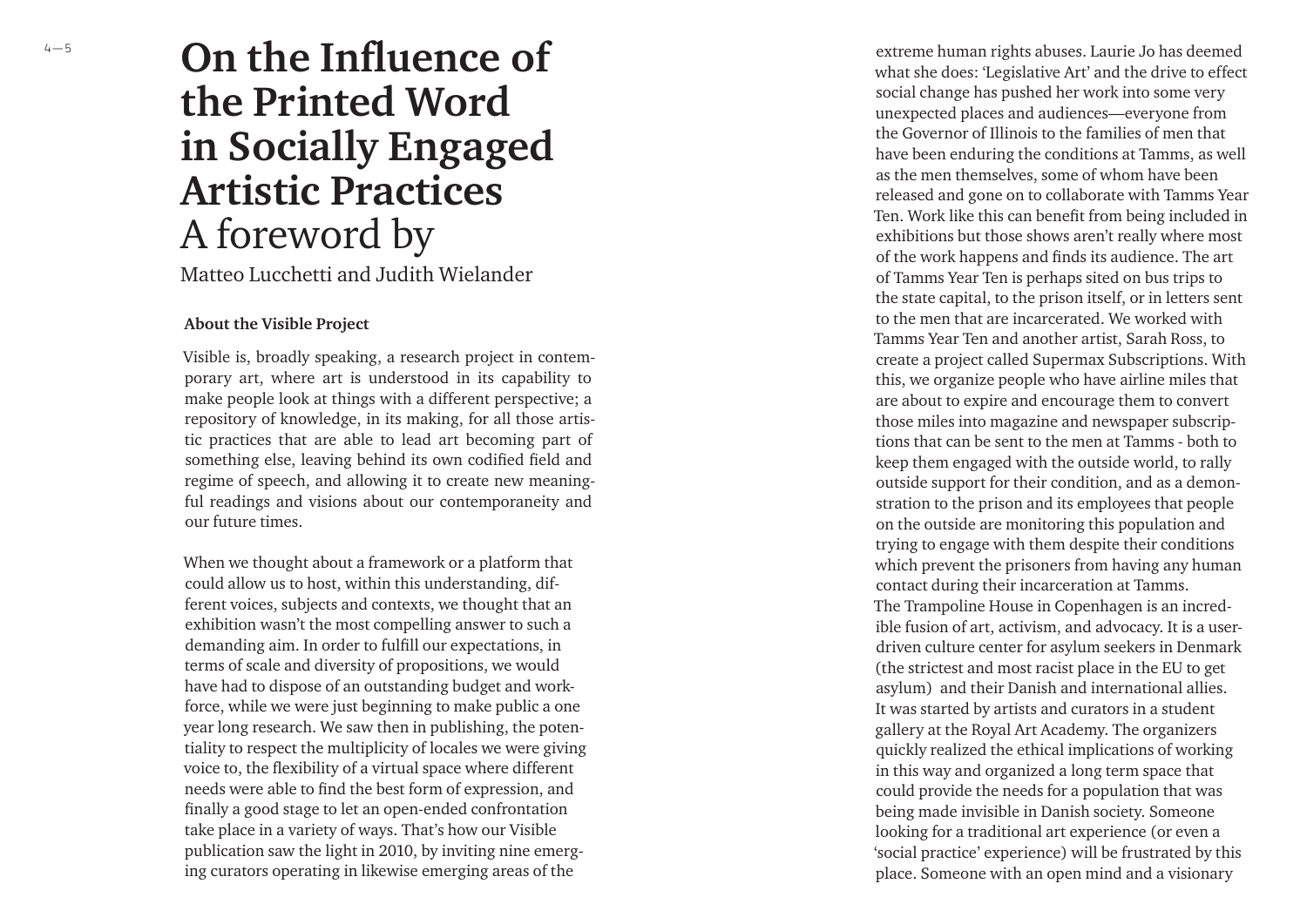# On the Influence of the Printed Word in Socially Engaged Artistic Practices

A foreword by

Matteo Lucchetti and Judith Wielander

### About the Visible Project

Visible is, broadly speaking, a research project in contemporary art, where art is understood in its capability to make people look at things with a different perspective; a repository of knowledge, in its making, for all those artistic practices that are able to lead art becoming part of something else, leaving behind its own codified field and regime of speech, and allowing it to create new meaningful readings and visions about our contemporaneity and our future times.

When we thought about a framework or a platform that could allow us to host, within this understanding, different voices, subjects and contexts, we thought that an exhibition wasn't the most compelling answer to such a demanding aim. In order to fulfill our expectations, in terms of scale and diversity of propositions, we would have had to dispose of an outstanding budget and workforce, while we were just beginning to make public a one year long research. We saw then in publishing, the potentiality to respect the multiplicity of locales we were giving voice to, the flexibility of a virtual space where different needs were able to find the best form of expression, and finally a good stage to let an open-ended confrontation take place in a variety of ways. That's how our Visible publication saw the light in 2010, by inviting nine emerging curators operating in likewise emerging areas of the

extreme human rights abuses. Laurie Jo has deemed what she does: 'Legislative Art' and the drive to effect social change has pushed her work into some very unexpected places and audiences—everyone from the Governor of Illinois to the families of men that have been enduring the conditions at Tamms, as well as the men themselves, some of whom have been released and gone on to collaborate with Tamms Year Ten. Work like this can benefit from being included in exhibitions but those shows aren't really where most of the work happens and finds its audience. The art of Tamms Year Ten is perhaps sited on bus trips to the state capital, to the prison itself, or in letters sent to the men that are incarcerated. We worked with Tamms Year Ten and another artist, Sarah Ross, to create a project called Supermax Subscriptions. With this, we organize people who have airline miles that are about to expire and encourage them to convert those miles into magazine and newspaper subscriptions that can be sent to the men at Tamms - both to keep them engaged with the outside world, to rally outside support for their condition, and as a demonstration to the prison and its employees that people on the outside are monitoring this population and trying to engage with them despite their conditions which prevent the prisoners from having any human contact during their incarceration at Tamms.

The Trampoline House in Copenhagen is an incredible fusion of art, activism, and advocacy. It is a user-driven culture center for asylum seekers in Denmark (the strictest and most racist place in the EU to get asylum) and their Danish and international allies. It was started by artists and curators in a student gallery at the Royal Art Academy. The organizers quickly realized the ethical implications of working in this way and organized a long term space that could provide the needs for a population that was being made invisible in Danish society. Someone looking for a traditional art experience (or even a 'social practice' experience) will be frustrated by this place. Someone with an open mind and a visionary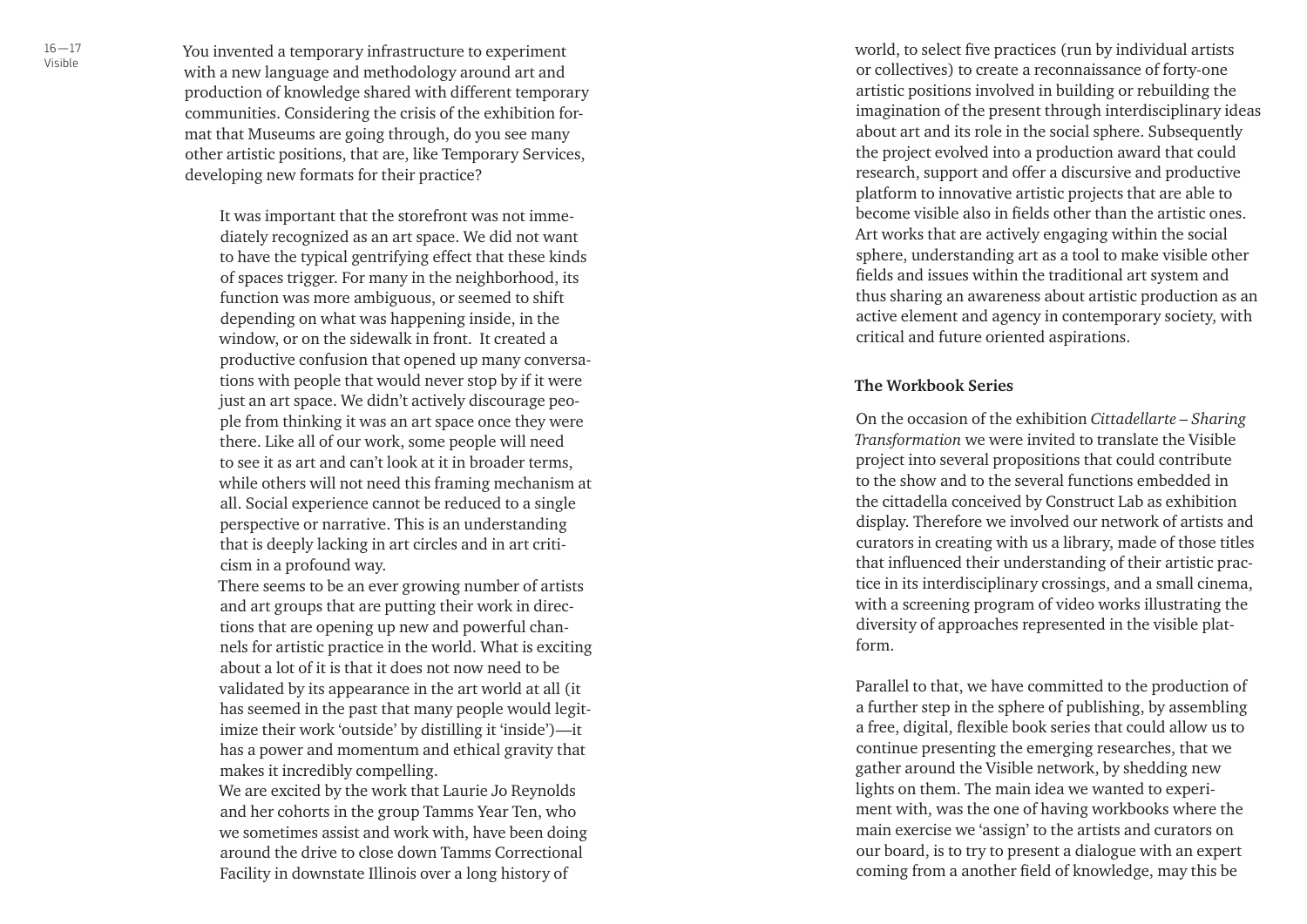You invented a temporary infrastructure to experiment with a new language and methodology around art and production of knowledge shared with different temporary communities. Considering the crisis of the exhibition format that Museums are going through, do you see many other artistic positions, that are, like Temporary Services, developing new formats for their practice?

> It was important that the storefront was not immediately recognized as an art space. We did not want to have the typical gentrifying effect that these kinds of spaces trigger. For many in the neighborhood, its function was more ambiguous, or seemed to shift depending on what was happening inside, in the window, or on the sidewalk in front. It created a productive confusion that opened up many conversations with people that would never stop by if it were just an art space. We didn't actively discourage people from thinking it was an art space once they were there. Like all of our work, some people will need to see it as art and can't look at it in broader terms, while others will not need this framing mechanism at all. Social experience cannot be reduced to a single perspective or narrative. This is an understanding that is deeply lacking in art circles and in art criticism in a profound way.
>
> There seems to be an ever growing number of artists and art groups that are putting their work in directions that are opening up new and powerful channels for artistic practice in the world. What is exciting about a lot of it is that it does not now need to be validated by its appearance in the art world at all (it has seemed in the past that many people would legitimize their work 'outside' by distilling it 'inside')—it has a power and momentum and ethical gravity that makes it incredibly compelling.
>
> We are excited by the work that Laurie Jo Reynolds and her cohorts in the group Tamms Year Ten, who we sometimes assist and work with, have been doing around the drive to close down Tamms Correctional Facility in downstate Illinois over a long history of

world, to select five practices (run by individual artists or collectives) to create a reconnaissance of forty-one artistic positions involved in building or rebuilding the imagination of the present through interdisciplinary ideas about art and its role in the social sphere. Subsequently the project evolved into a production award that could research, support and offer a discursive and productive platform to innovative artistic projects that are able to become visible also in fields other than the artistic ones. Art works that are actively engaging within the social sphere, understanding art as a tool to make visible other fields and issues within the traditional art system and thus sharing an awareness about artistic production as an active element and agency in contemporary society, with critical and future oriented aspirations.

### The Workbook Series

On the occasion of the exhibition *Cittadellarte – Sharing Transformation* we were invited to translate the Visible project into several propositions that could contribute to the show and to the several functions embedded in the cittadella conceived by Construct Lab as exhibition display. Therefore we involved our network of artists and curators in creating with us a library, made of those titles that influenced their understanding of their artistic practice in its interdisciplinary crossings, and a small cinema, with a screening program of video works illustrating the diversity of approaches represented in the visible platform.

Parallel to that, we have committed to the production of a further step in the sphere of publishing, by assembling a free, digital, flexible book series that could allow us to continue presenting the emerging researches, that we gather around the Visible network, by shedding new lights on them. The main idea we wanted to experiment with, was the one of having workbooks where the main exercise we 'assign' to the artists and curators on our board, is to try to present a dialogue with an expert coming from a another field of knowledge, may this be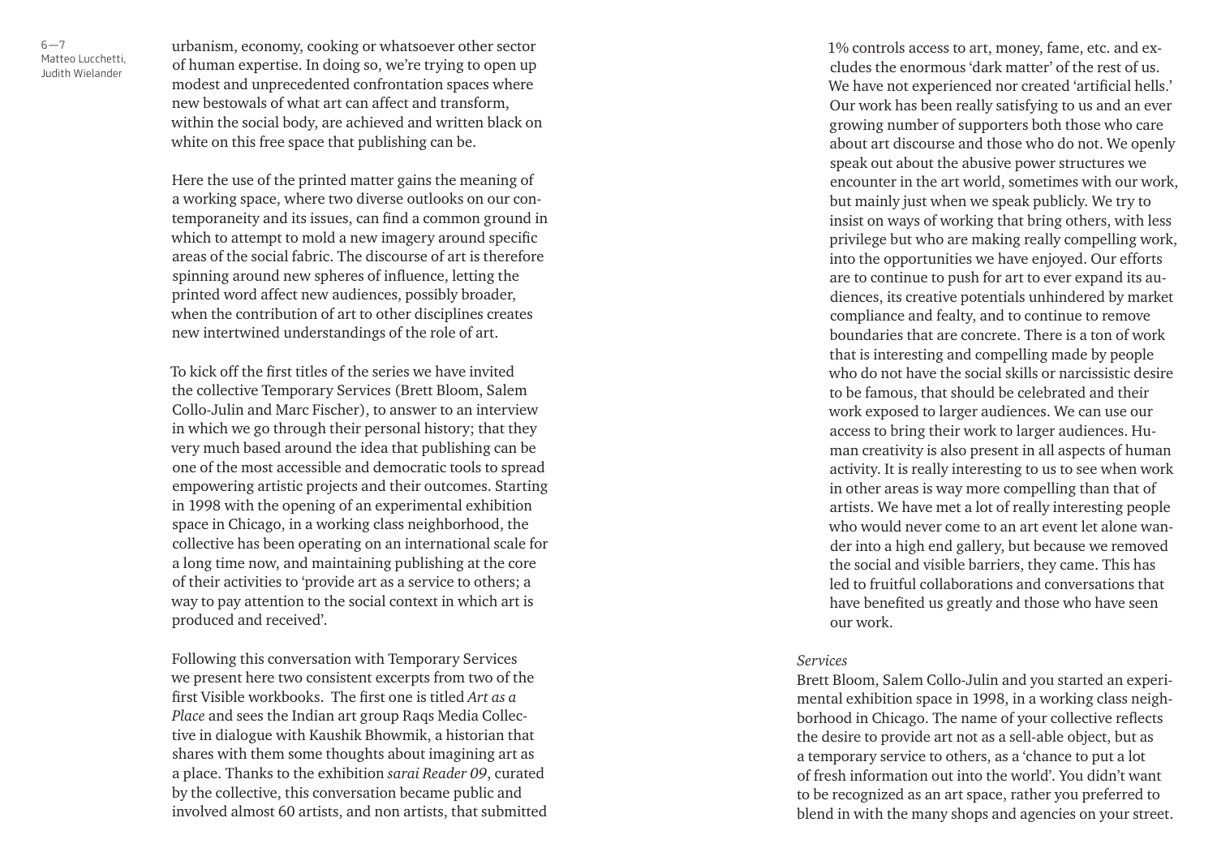urbanism, economy, cooking or whatsoever other sector of human expertise. In doing so, we're trying to open up modest and unprecedented confrontation spaces where new bestowals of what art can affect and transform, within the social body, are achieved and written black on white on this free space that publishing can be.

Here the use of the printed matter gains the meaning of a working space, where two diverse outlooks on our contemporaneity and its issues, can find a common ground in which to attempt to mold a new imagery around specific areas of the social fabric. The discourse of art is therefore spinning around new spheres of influence, letting the printed word affect new audiences, possibly broader, when the contribution of art to other disciplines creates new intertwined understandings of the role of art.

To kick off the first titles of the series we have invited the collective Temporary Services (Brett Bloom, Salem Collo-Julin and Marc Fischer), to answer to an interview in which we go through their personal history; that they very much based around the idea that publishing can be one of the most accessible and democratic tools to spread empowering artistic projects and their outcomes. Starting in 1998 with the opening of an experimental exhibition space in Chicago, in a working class neighborhood, the collective has been operating on an international scale for a long time now, and maintaining publishing at the core of their activities to 'provide art as a service to others; a way to pay attention to the social context in which art is produced and received'.

Following this conversation with Temporary Services we present here two consistent excerpts from two of the first Visible workbooks. The first one is titled *Art as a Place* and sees the Indian art group Raqs Media Collective in dialogue with Kaushik Bhowmik, a historian that shares with them some thoughts about imagining art as a place. Thanks to the exhibition *sarai Reader 09*, curated by the collective, this conversation became public and involved almost 60 artists, and non artists, that submitted

1% controls access to art, money, fame, etc. and excludes the enormous 'dark matter' of the rest of us. We have not experienced nor created 'artificial hells.' Our work has been really satisfying to us and an ever growing number of supporters both those who care about art discourse and those who do not. We openly speak out about the abusive power structures we encounter in the art world, sometimes with our work, but mainly just when we speak publicly. We try to insist on ways of working that bring others, with less privilege but who are making really compelling work, into the opportunities we have enjoyed. Our efforts are to continue to push for art to ever expand its audiences, its creative potentials unhindered by market compliance and fealty, and to continue to remove boundaries that are concrete. There is a ton of work that is interesting and compelling made by people who do not have the social skills or narcissistic desire to be famous, that should be celebrated and their work exposed to larger audiences. We can use our access to bring their work to larger audiences. Human creativity is also present in all aspects of human activity. It is really interesting to us to see when work in other areas is way more compelling than that of artists. We have met a lot of really interesting people who would never come to an art event let alone wander into a high end gallery, but because we removed the social and visible barriers, they came. This has led to fruitful collaborations and conversations that have benefited us greatly and those who have seen our work.

*Services*
Brett Bloom, Salem Collo-Julin and you started an experimental exhibition space in 1998, in a working class neighborhood in Chicago. The name of your collective reflects the desire to provide art not as a sell-able object, but as a temporary service to others, as a 'chance to put a lot of fresh information out into the world'. You didn't want to be recognized as an art space, rather you preferred to blend in with the many shops and agencies on your street.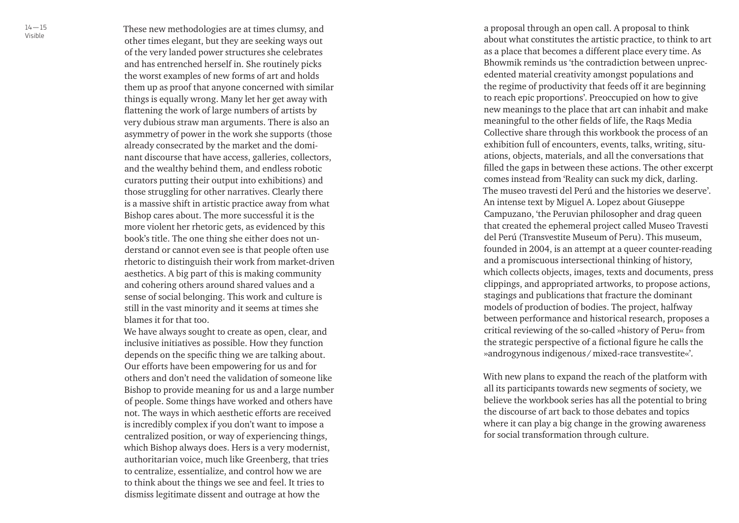These new methodologies are at times clumsy, and other times elegant, but they are seeking ways out of the very landed power structures she celebrates and has entrenched herself in. She routinely picks the worst examples of new forms of art and holds them up as proof that anyone concerned with similar things is equally wrong. Many let her get away with flattening the work of large numbers of artists by very dubious straw man arguments. There is also an asymmetry of power in the work she supports (those already consecrated by the market and the dominant discourse that have access, galleries, collectors, and the wealthy behind them, and endless robotic curators putting their output into exhibitions) and those struggling for other narratives. Clearly there is a massive shift in artistic practice away from what Bishop cares about. The more successful it is the more violent her rhetoric gets, as evidenced by this book's title. The one thing she either does not understand or cannot even see is that people often use rhetoric to distinguish their work from market-driven aesthetics. A big part of this is making community and cohering others around shared values and a sense of social belonging. This work and culture is still in the vast minority and it seems at times she blames it for that too.

We have always sought to create as open, clear, and inclusive initiatives as possible. How they function depends on the specific thing we are talking about. Our efforts have been empowering for us and for others and don't need the validation of someone like Bishop to provide meaning for us and a large number of people. Some things have worked and others have not. The ways in which aesthetic efforts are received is incredibly complex if you don't want to impose a centralized position, or way of experiencing things, which Bishop always does. Hers is a very modernist, authoritarian voice, much like Greenberg, that tries to centralize, essentialize, and control how we are to think about the things we see and feel. It tries to dismiss legitimate dissent and outrage at how the

a proposal through an open call. A proposal to think about what constitutes the artistic practice, to think to art as a place that becomes a different place every time. As Bhowmik reminds us 'the contradiction between unprecedented material creativity amongst populations and the regime of productivity that feeds off it are beginning to reach epic proportions'. Preoccupied on how to give new meanings to the place that art can inhabit and make meaningful to the other fields of life, the Raqs Media Collective share through this workbook the process of an exhibition full of encounters, events, talks, writing, situations, objects, materials, and all the conversations that filled the gaps in between these actions. The other excerpt comes instead from 'Reality can suck my dick, darling. The museo travesti del Perú and the histories we deserve'. An intense text by Miguel A. Lopez about Giuseppe Campuzano, 'the Peruvian philosopher and drag queen that created the ephemeral project called Museo Travesti del Perú (Transvestite Museum of Peru). This museum, founded in 2004, is an attempt at a queer counter-reading and a promiscuous intersectional thinking of history, which collects objects, images, texts and documents, press clippings, and appropriated artworks, to propose actions, stagings and publications that fracture the dominant models of production of bodies. The project, halfway between performance and historical research, proposes a critical reviewing of the so-called »history of Peru« from the strategic perspective of a fictional figure he calls the »androgynous indigenous / mixed-race transvestite«'.

With new plans to expand the reach of the platform with all its participants towards new segments of society, we believe the workbook series has all the potential to bring the discourse of art back to those debates and topics where it can play a big change in the growing awareness for social transformation through culture.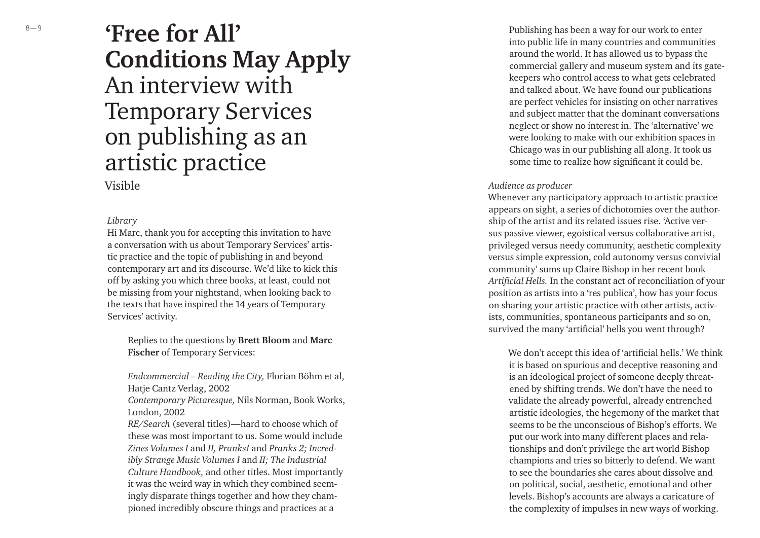# 'Free for All' Conditions May Apply

An interview with Temporary Services on publishing as an artistic practice

Visible

*Library*

Hi Marc, thank you for accepting this invitation to have a conversation with us about Temporary Services' artistic practice and the topic of publishing in and beyond contemporary art and its discourse. We'd like to kick this off by asking you which three books, at least, could not be missing from your nightstand, when looking back to the texts that have inspired the 14 years of Temporary Services' activity.

> Replies to the questions by **Brett Bloom** and **Marc Fischer** of Temporary Services:
>
> *Endcommercial – Reading the City,* Florian Böhm et al, Hatje Cantz Verlag, 2002
> *Contemporary Pictaresque,* Nils Norman, Book Works, London, 2002
> *RE/Search* (several titles)—hard to choose which of these was most important to us. Some would include *Zines Volumes I* and *II, Pranks!* and *Pranks 2; Incredibly Strange Music Volumes I* and *II; The Industrial Culture Handbook,* and other titles. Most importantly it was the weird way in which they combined seemingly disparate things together and how they championed incredibly obscure things and practices at a
>
> Publishing has been a way for our work to enter into public life in many countries and communities around the world. It has allowed us to bypass the commercial gallery and museum system and its gatekeepers who control access to what gets celebrated and talked about. We have found our publications are perfect vehicles for insisting on other narratives and subject matter that the dominant conversations neglect or show no interest in. The 'alternative' we were looking to make with our exhibition spaces in Chicago was in our publishing all along. It took us some time to realize how significant it could be.

*Audience as producer*

Whenever any participatory approach to artistic practice appears on sight, a series of dichotomies over the authorship of the artist and its related issues rise. 'Active versus passive viewer, egoistical versus collaborative artist, privileged versus needy community, aesthetic complexity versus simple expression, cold autonomy versus convivial community' sums up Claire Bishop in her recent book *Artificial Hells.* In the constant act of reconciliation of your position as artists into a 'res publica', how has your focus on sharing your artistic practice with other artists, activists, communities, spontaneous participants and so on, survived the many 'artificial' hells you went through?

> We don't accept this idea of 'artificial hells.' We think it is based on spurious and deceptive reasoning and is an ideological project of someone deeply threatened by shifting trends. We don't have the need to validate the already powerful, already entrenched artistic ideologies, the hegemony of the market that seems to be the unconscious of Bishop's efforts. We put our work into many different places and relationships and don't privilege the art world Bishop champions and tries so bitterly to defend. We want to see the boundaries she cares about dissolve and on political, social, aesthetic, emotional and other levels. Bishop's accounts are always a caricature of the complexity of impulses in new ways of working.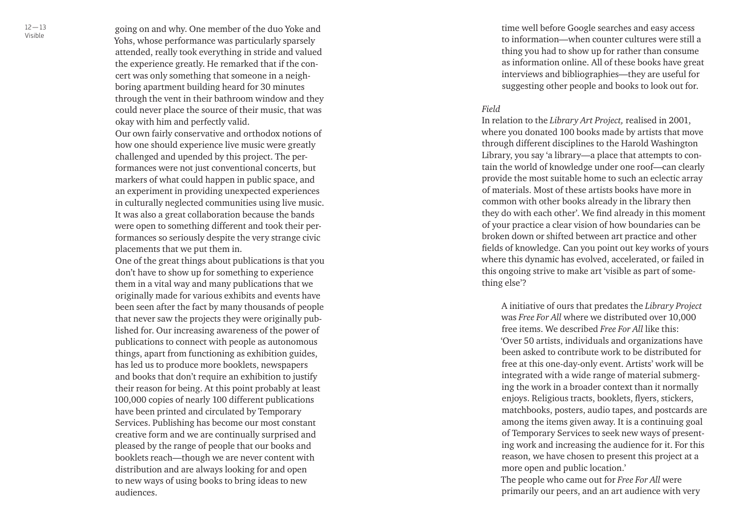going on and why. One member of the duo Yoke and Yohs, whose performance was particularly sparsely attended, really took everything in stride and valued the experience greatly. He remarked that if the concert was only something that someone in a neighboring apartment building heard for 30 minutes through the vent in their bathroom window and they could never place the source of their music, that was okay with him and perfectly valid.

Our own fairly conservative and orthodox notions of how one should experience live music were greatly challenged and upended by this project. The performances were not just conventional concerts, but markers of what could happen in public space, and an experiment in providing unexpected experiences in culturally neglected communities using live music. It was also a great collaboration because the bands were open to something different and took their performances so seriously despite the very strange civic placements that we put them in.

One of the great things about publications is that you don't have to show up for something to experience them in a vital way and many publications that we originally made for various exhibits and events have been seen after the fact by many thousands of people that never saw the projects they were originally published for. Our increasing awareness of the power of publications to connect with people as autonomous things, apart from functioning as exhibition guides, has led us to produce more booklets, newspapers and books that don't require an exhibition to justify their reason for being. At this point probably at least 100,000 copies of nearly 100 different publications have been printed and circulated by Temporary Services. Publishing has become our most constant creative form and we are continually surprised and pleased by the range of people that our books and booklets reach—though we are never content with distribution and are always looking for and open to new ways of using books to bring ideas to new audiences.

time well before Google searches and easy access to information—when counter cultures were still a thing you had to show up for rather than consume as information online. All of these books have great interviews and bibliographies—they are useful for suggesting other people and books to look out for.

*Field*

In relation to the *Library Art Project,* realised in 2001, where you donated 100 books made by artists that move through different disciplines to the Harold Washington Library, you say 'a library—a place that attempts to contain the world of knowledge under one roof—can clearly provide the most suitable home to such an eclectic array of materials. Most of these artists books have more in common with other books already in the library then they do with each other'. We find already in this moment of your practice a clear vision of how boundaries can be broken down or shifted between art practice and other fields of knowledge. Can you point out key works of yours where this dynamic has evolved, accelerated, or failed in this ongoing strive to make art 'visible as part of something else'?

A initiative of ours that predates the *Library Project* was *Free For All* where we distributed over 10,000 free items. We described *Free For All* like this: 'Over 50 artists, individuals and organizations have been asked to contribute work to be distributed for free at this one-day-only event. Artists' work will be integrated with a wide range of material submerging the work in a broader context than it normally enjoys. Religious tracts, booklets, flyers, stickers, matchbooks, posters, audio tapes, and postcards are among the items given away. It is a continuing goal of Temporary Services to seek new ways of presenting work and increasing the audience for it. For this reason, we have chosen to present this project at a more open and public location.'

The people who came out for *Free For All* were primarily our peers, and an art audience with very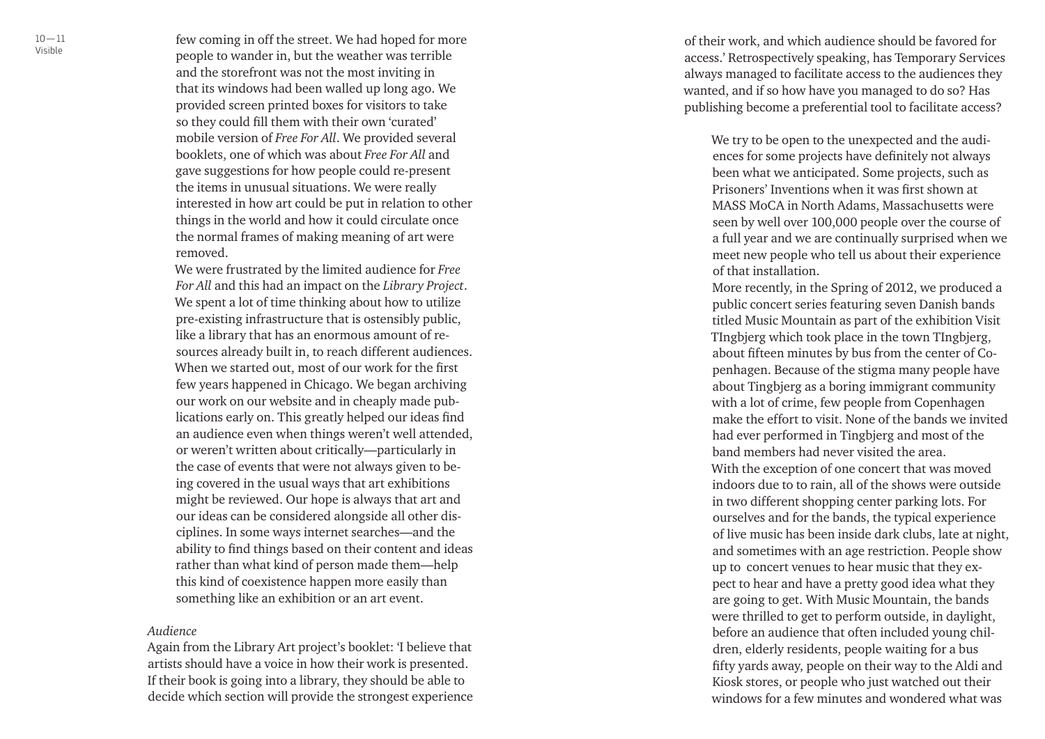few coming in off the street. We had hoped for more people to wander in, but the weather was terrible and the storefront was not the most inviting in that its windows had been walled up long ago. We provided screen printed boxes for visitors to take so they could fill them with their own 'curated' mobile version of *Free For All*. We provided several booklets, one of which was about *Free For All* and gave suggestions for how people could re-present the items in unusual situations. We were really interested in how art could be put in relation to other things in the world and how it could circulate once the normal frames of making meaning of art were removed.

We were frustrated by the limited audience for *Free For All* and this had an impact on the *Library Project*. We spent a lot of time thinking about how to utilize pre-existing infrastructure that is ostensibly public, like a library that has an enormous amount of resources already built in, to reach different audiences. When we started out, most of our work for the first few years happened in Chicago. We began archiving our work on our website and in cheaply made publications early on. This greatly helped our ideas find an audience even when things weren't well attended, or weren't written about critically—particularly in the case of events that were not always given to being covered in the usual ways that art exhibitions might be reviewed. Our hope is always that art and our ideas can be considered alongside all other disciplines. In some ways internet searches—and the ability to find things based on their content and ideas rather than what kind of person made them—help this kind of coexistence happen more easily than something like an exhibition or an art event.

*Audience*

Again from the Library Art project's booklet: 'I believe that artists should have a voice in how their work is presented. If their book is going into a library, they should be able to decide which section will provide the strongest experience of their work, and which audience should be favored for access.' Retrospectively speaking, has Temporary Services always managed to facilitate access to the audiences they wanted, and if so how have you managed to do so? Has publishing become a preferential tool to facilitate access?

We try to be open to the unexpected and the audiences for some projects have definitely not always been what we anticipated. Some projects, such as Prisoners' Inventions when it was first shown at MASS MoCA in North Adams, Massachusetts were seen by well over 100,000 people over the course of a full year and we are continually surprised when we meet new people who tell us about their experience of that installation.

More recently, in the Spring of 2012, we produced a public concert series featuring seven Danish bands titled Music Mountain as part of the exhibition Visit TIngbjerg which took place in the town TIngbjerg, about fifteen minutes by bus from the center of Copenhagen. Because of the stigma many people have about Tingbjerg as a boring immigrant community with a lot of crime, few people from Copenhagen make the effort to visit. None of the bands we invited had ever performed in Tingbjerg and most of the band members had never visited the area.

With the exception of one concert that was moved indoors due to to rain, all of the shows were outside in two different shopping center parking lots. For ourselves and for the bands, the typical experience of live music has been inside dark clubs, late at night, and sometimes with an age restriction. People show up to concert venues to hear music that they expect to hear and have a pretty good idea what they are going to get. With Music Mountain, the bands were thrilled to get to perform outside, in daylight, before an audience that often included young children, elderly residents, people waiting for a bus fifty yards away, people on their way to the Aldi and Kiosk stores, or people who just watched out their windows for a few minutes and wondered what was